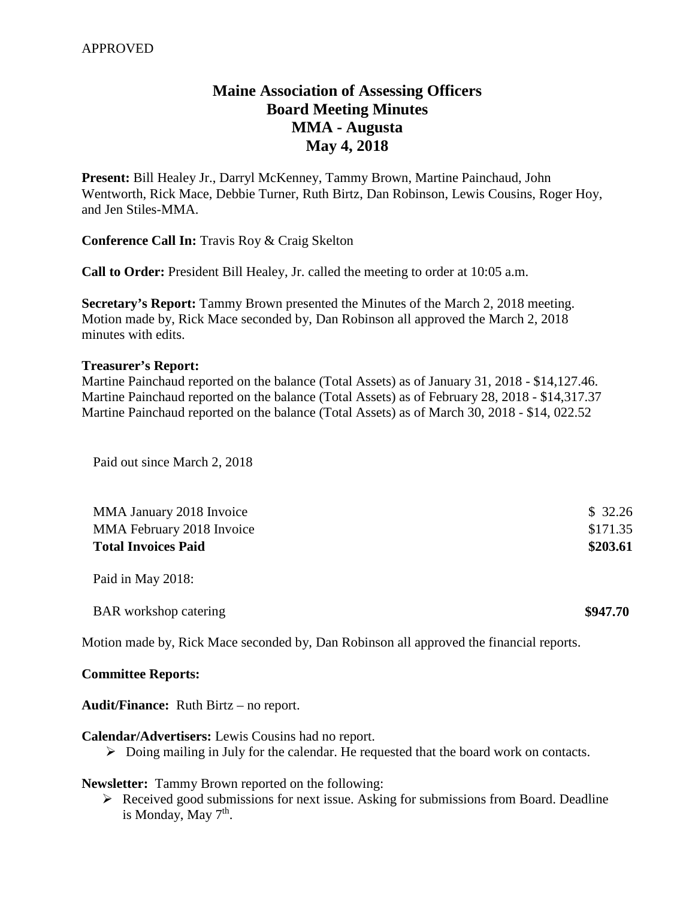APPROVED

# Maine Association of Assessing Officers
## Board Meeting Minutes
## MMA - Augusta
## May 4, 2018

**Present:** Bill Healey Jr., Darryl McKenney, Tammy Brown, Martine Painchaud, John Wentworth, Rick Mace, Debbie Turner, Ruth Birtz, Dan Robinson, Lewis Cousins, Roger Hoy, and Jen Stiles-MMA.

**Conference Call In:** Travis Roy & Craig Skelton

**Call to Order:** President Bill Healey, Jr. called the meeting to order at 10:05 a.m.

**Secretary's Report:** Tammy Brown presented the Minutes of the March 2, 2018 meeting. Motion made by, Rick Mace seconded by, Dan Robinson all approved the March 2, 2018 minutes with edits.

**Treasurer's Report:**
Martine Painchaud reported on the balance (Total Assets) as of January 31, 2018 - $14,127.46.
Martine Painchaud reported on the balance (Total Assets) as of February 28, 2018 - $14,317.37
Martine Painchaud reported on the balance (Total Assets) as of March 30, 2018 - $14, 022.52

Paid out since March 2, 2018

| | |
|---|---|
| MMA January 2018 Invoice | $ 32.26 |
| MMA February 2018 Invoice | $171.35 |
| **Total Invoices Paid** | **$203.61** |

Paid in May 2018:

| | |
|---|---|
| BAR workshop catering | **$947.70** |

Motion made by, Rick Mace seconded by, Dan Robinson all approved the financial reports.

**Committee Reports:**

**Audit/Finance:** Ruth Birtz – no report.

**Calendar/Advertisers:** Lewis Cousins had no report.

- Doing mailing in July for the calendar. He requested that the board work on contacts.

**Newsletter:** Tammy Brown reported on the following:

- Received good submissions for next issue. Asking for submissions from Board. Deadline is Monday, May 7th.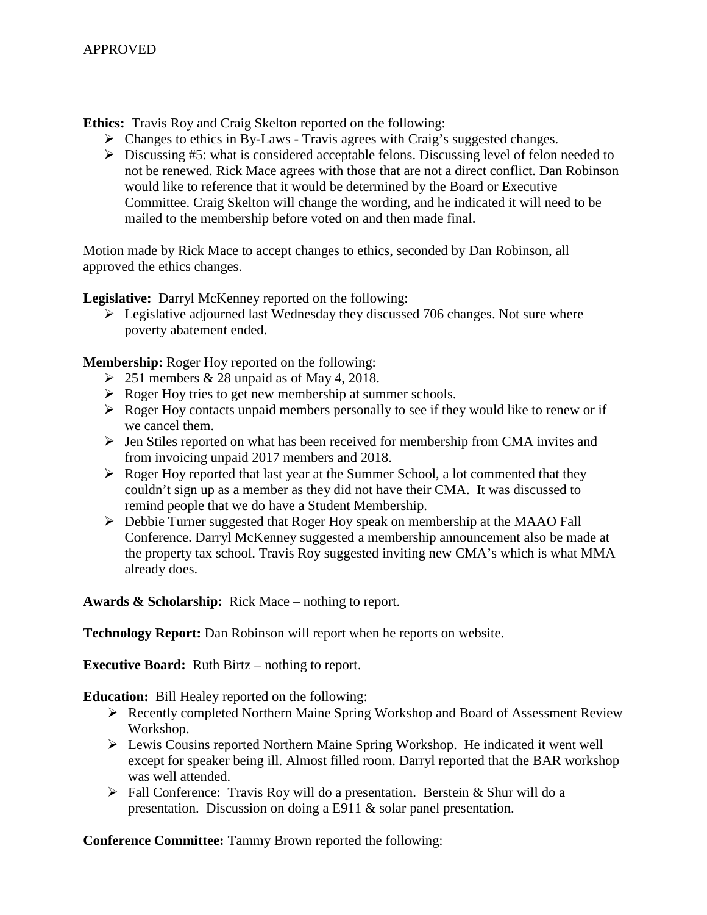APPROVED

**Ethics:** Travis Roy and Craig Skelton reported on the following:

- Changes to ethics in By-Laws - Travis agrees with Craig's suggested changes.
- Discussing #5: what is considered acceptable felons. Discussing level of felon needed to not be renewed. Rick Mace agrees with those that are not a direct conflict. Dan Robinson would like to reference that it would be determined by the Board or Executive Committee. Craig Skelton will change the wording, and he indicated it will need to be mailed to the membership before voted on and then made final.

Motion made by Rick Mace to accept changes to ethics, seconded by Dan Robinson, all approved the ethics changes.

**Legislative:** Darryl McKenney reported on the following:

- Legislative adjourned last Wednesday they discussed 706 changes. Not sure where poverty abatement ended.

**Membership:** Roger Hoy reported on the following:

- 251 members & 28 unpaid as of May 4, 2018.
- Roger Hoy tries to get new membership at summer schools.
- Roger Hoy contacts unpaid members personally to see if they would like to renew or if we cancel them.
- Jen Stiles reported on what has been received for membership from CMA invites and from invoicing unpaid 2017 members and 2018.
- Roger Hoy reported that last year at the Summer School, a lot commented that they couldn't sign up as a member as they did not have their CMA. It was discussed to remind people that we do have a Student Membership.
- Debbie Turner suggested that Roger Hoy speak on membership at the MAAO Fall Conference. Darryl McKenney suggested a membership announcement also be made at the property tax school. Travis Roy suggested inviting new CMA's which is what MMA already does.

**Awards & Scholarship:** Rick Mace – nothing to report.

**Technology Report:** Dan Robinson will report when he reports on website.

**Executive Board:** Ruth Birtz – nothing to report.

**Education:** Bill Healey reported on the following:

- Recently completed Northern Maine Spring Workshop and Board of Assessment Review Workshop.
- Lewis Cousins reported Northern Maine Spring Workshop. He indicated it went well except for speaker being ill. Almost filled room. Darryl reported that the BAR workshop was well attended.
- Fall Conference: Travis Roy will do a presentation. Berstein & Shur will do a presentation. Discussion on doing a E911 & solar panel presentation.

**Conference Committee:** Tammy Brown reported the following: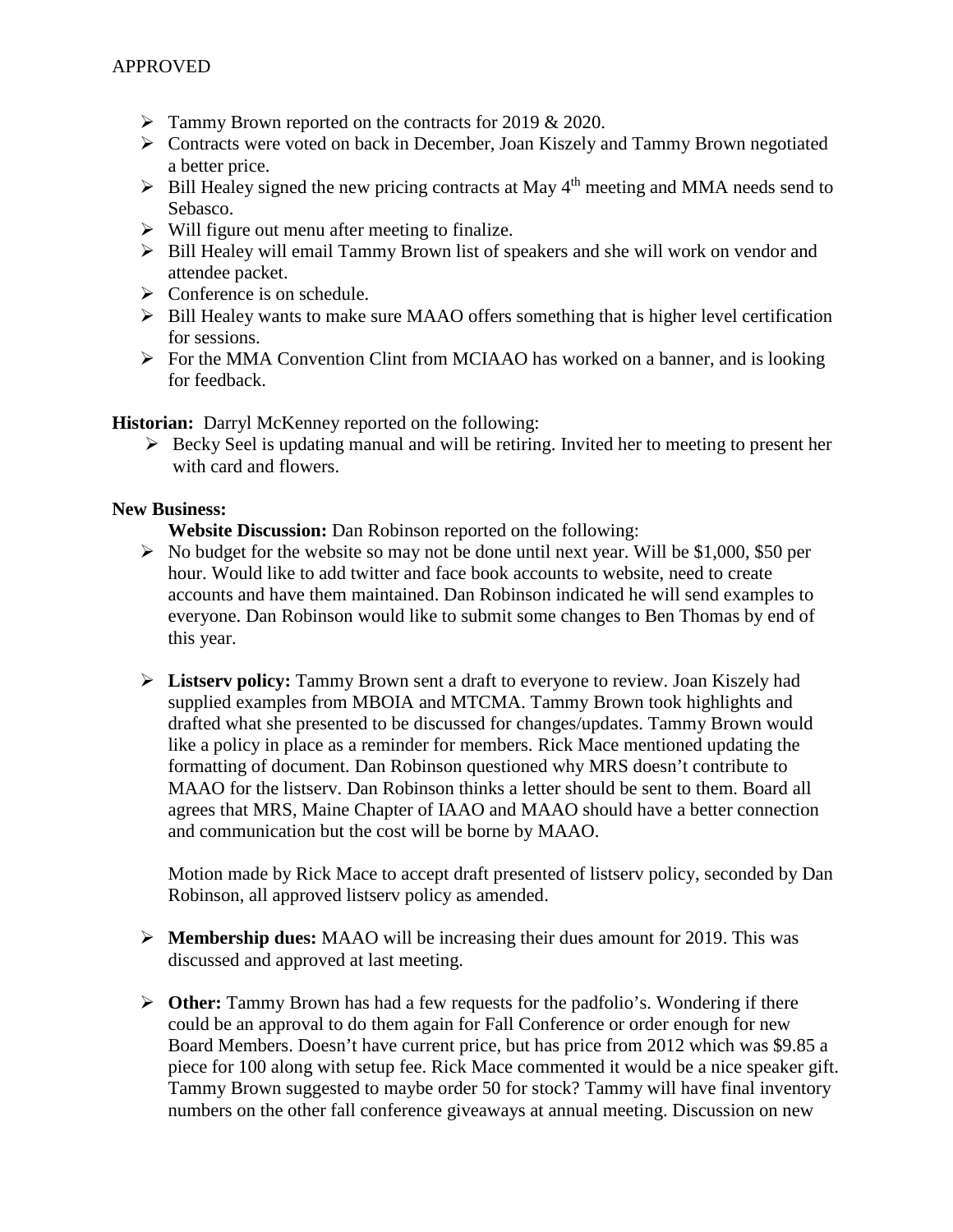APPROVED

- Tammy Brown reported on the contracts for 2019 & 2020.
- Contracts were voted on back in December, Joan Kiszely and Tammy Brown negotiated a better price.
- Bill Healey signed the new pricing contracts at May 4th meeting and MMA needs send to Sebasco.
- Will figure out menu after meeting to finalize.
- Bill Healey will email Tammy Brown list of speakers and she will work on vendor and attendee packet.
- Conference is on schedule.
- Bill Healey wants to make sure MAAO offers something that is higher level certification for sessions.
- For the MMA Convention Clint from MCIAAO has worked on a banner, and is looking for feedback.

**Historian:** Darryl McKenney reported on the following:

- Becky Seel is updating manual and will be retiring. Invited her to meeting to present her with card and flowers.

**New Business:**

**Website Discussion:** Dan Robinson reported on the following:

- No budget for the website so may not be done until next year. Will be $1,000, $50 per hour. Would like to add twitter and face book accounts to website, need to create accounts and have them maintained. Dan Robinson indicated he will send examples to everyone. Dan Robinson would like to submit some changes to Ben Thomas by end of this year.

- **Listserv policy:** Tammy Brown sent a draft to everyone to review. Joan Kiszely had supplied examples from MBOIA and MTCMA. Tammy Brown took highlights and drafted what she presented to be discussed for changes/updates. Tammy Brown would like a policy in place as a reminder for members. Rick Mace mentioned updating the formatting of document. Dan Robinson questioned why MRS doesn't contribute to MAAO for the listserv. Dan Robinson thinks a letter should be sent to them. Board all agrees that MRS, Maine Chapter of IAAO and MAAO should have a better connection and communication but the cost will be borne by MAAO.

  Motion made by Rick Mace to accept draft presented of listserv policy, seconded by Dan Robinson, all approved listserv policy as amended.

- **Membership dues:** MAAO will be increasing their dues amount for 2019. This was discussed and approved at last meeting.

- **Other:** Tammy Brown has had a few requests for the padfolio's. Wondering if there could be an approval to do them again for Fall Conference or order enough for new Board Members. Doesn't have current price, but has price from 2012 which was $9.85 a piece for 100 along with setup fee. Rick Mace commented it would be a nice speaker gift. Tammy Brown suggested to maybe order 50 for stock? Tammy will have final inventory numbers on the other fall conference giveaways at annual meeting. Discussion on new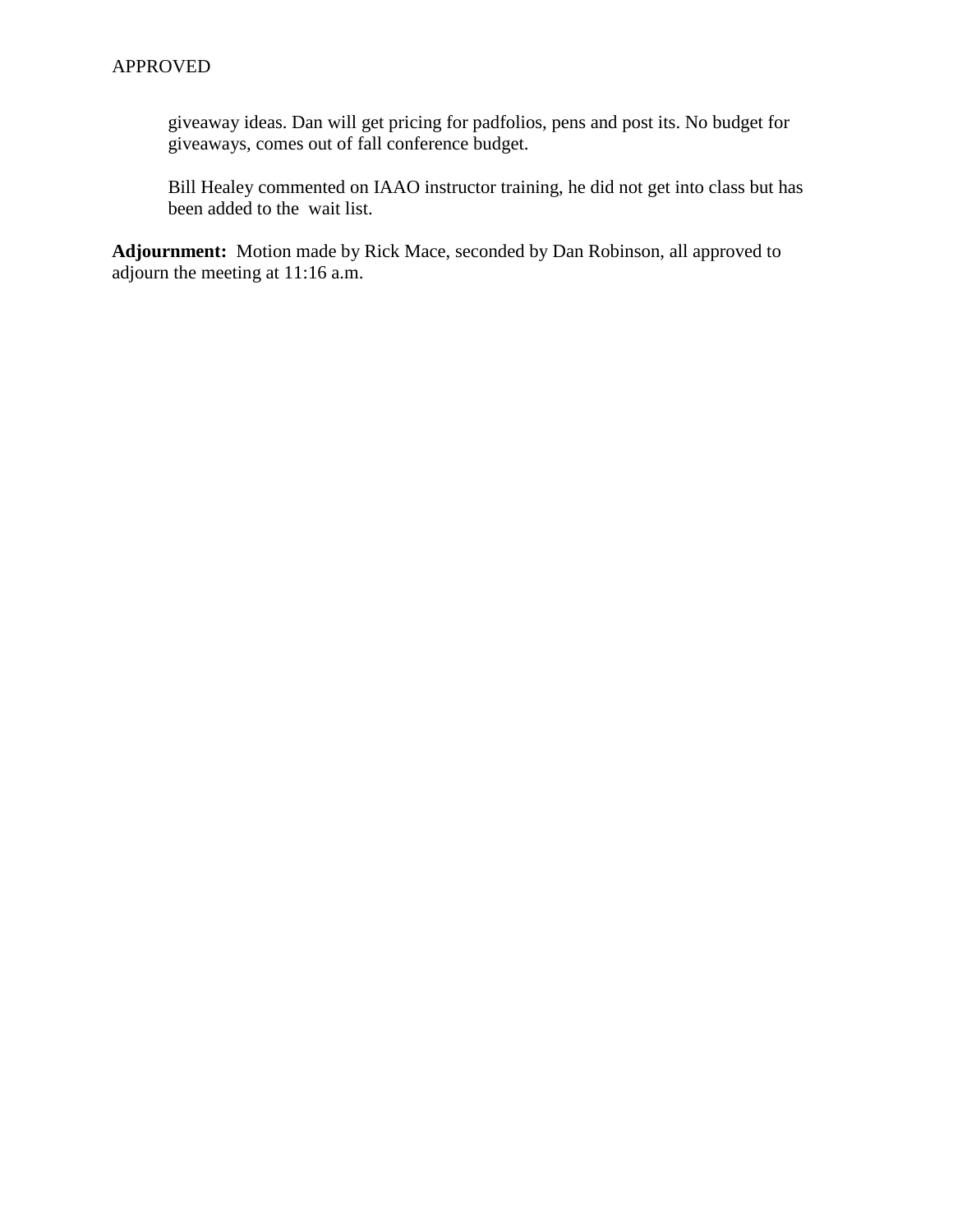giveaway ideas. Dan will get pricing for padfolios, pens and post its. No budget for giveaways, comes out of fall conference budget.

Bill Healey commented on IAAO instructor training, he did not get into class but has been added to the wait list.

**Adjournment:** Motion made by Rick Mace, seconded by Dan Robinson, all approved to adjourn the meeting at 11:16 a.m.